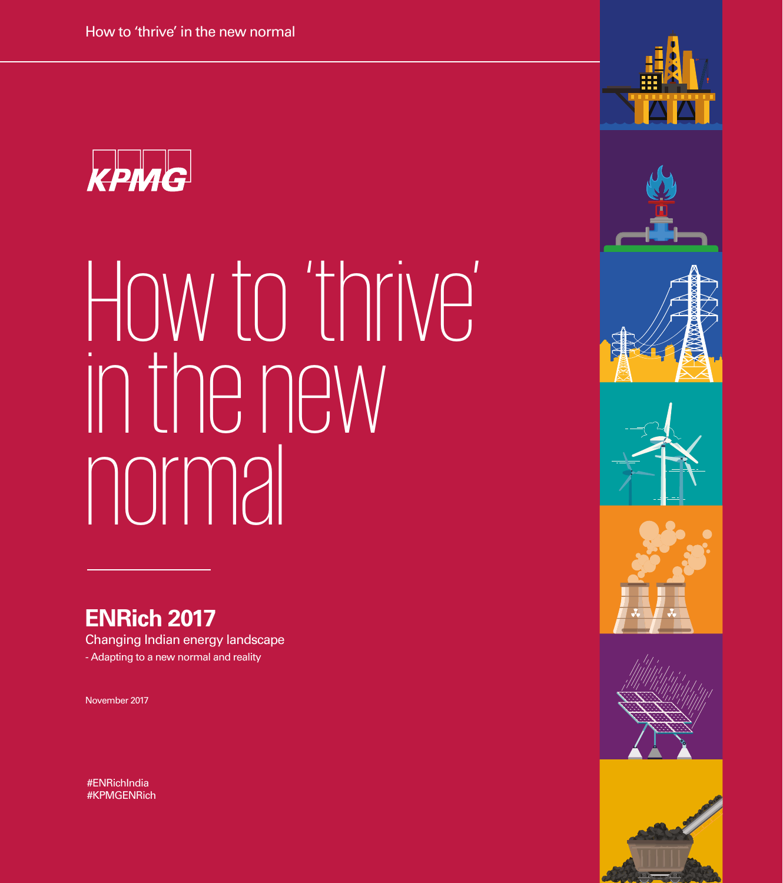KPMG

# How to 'thrive' in the new normal

## ENRich 2017

Changing Indian energy landscape

- Adapting to a new normal and reality

November 2017

#ENRichIndia
#KPMGENRich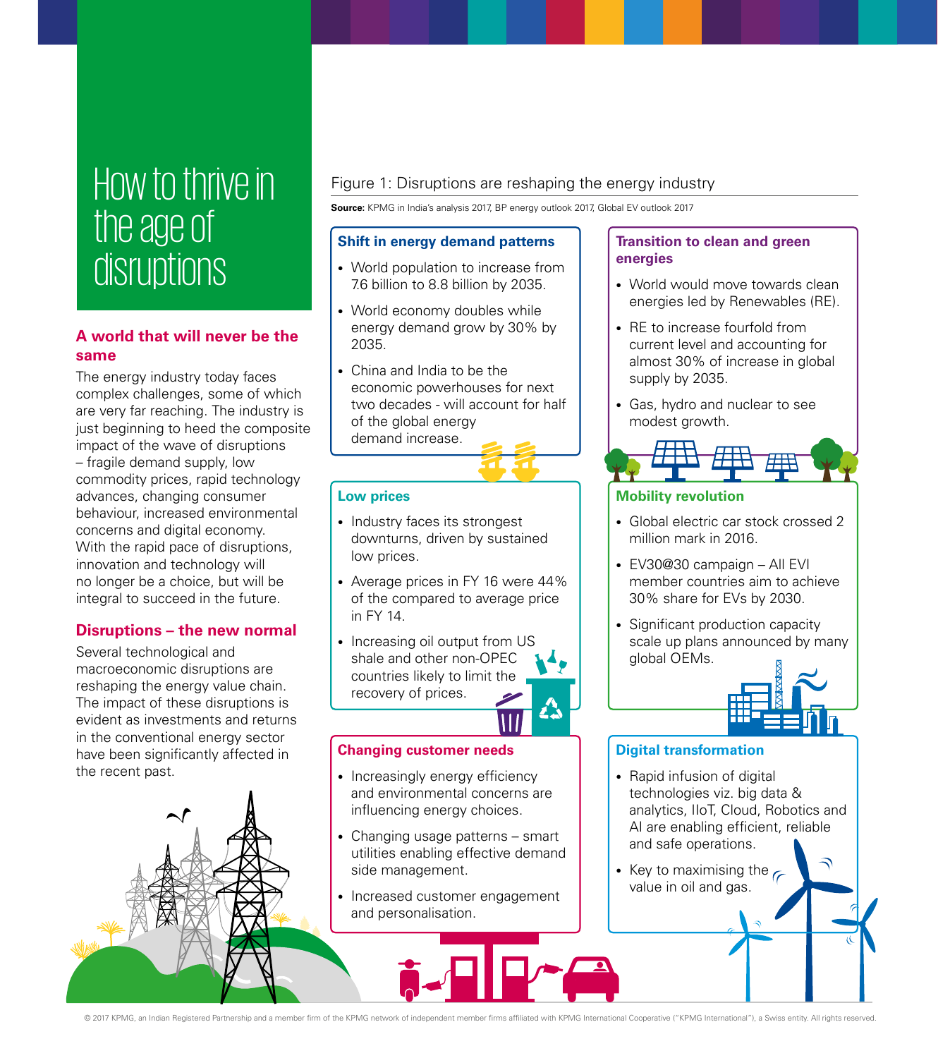# How to thrive in the age of disruptions

## A world that will never be the same

The energy industry today faces complex challenges, some of which are very far reaching. The industry is just beginning to heed the composite impact of the wave of disruptions – fragile demand supply, low commodity prices, rapid technology advances, changing consumer behaviour, increased environmental concerns and digital economy. With the rapid pace of disruptions, innovation and technology will no longer be a choice, but will be integral to succeed in the future.

## Disruptions – the new normal

Several technological and macroeconomic disruptions are reshaping the energy value chain. The impact of these disruptions is evident as investments and returns in the conventional energy sector have been significantly affected in the recent past.

Figure 1: Disruptions are reshaping the energy industry

**Source:** KPMG in India's analysis 2017, BP energy outlook 2017, Global EV outlook 2017

### Shift in energy demand patterns

- World population to increase from 7.6 billion to 8.8 billion by 2035.
- World economy doubles while energy demand grow by 30% by 2035.
- China and India to be the economic powerhouses for next two decades - will account for half of the global energy demand increase.

### Low prices

- Industry faces its strongest downturns, driven by sustained low prices.
- Average prices in FY 16 were 44% of the compared to average price in FY 14.
- Increasing oil output from US shale and other non-OPEC countries likely to limit the recovery of prices.

### Changing customer needs

- Increasingly energy efficiency and environmental concerns are influencing energy choices.
- Changing usage patterns – smart utilities enabling effective demand side management.
- Increased customer engagement and personalisation.

### Transition to clean and green energies

- World would move towards clean energies led by Renewables (RE).
- RE to increase fourfold from current level and accounting for almost 30% of increase in global supply by 2035.
- Gas, hydro and nuclear to see modest growth.

### Mobility revolution

- Global electric car stock crossed 2 million mark in 2016.
- EV30@30 campaign – All EVI member countries aim to achieve 30% share for EVs by 2030.
- Significant production capacity scale up plans announced by many global OEMs.

### Digital transformation

- Rapid infusion of digital technologies viz. big data & analytics, IIoT, Cloud, Robotics and AI are enabling efficient, reliable and safe operations.
- Key to maximising the value in oil and gas.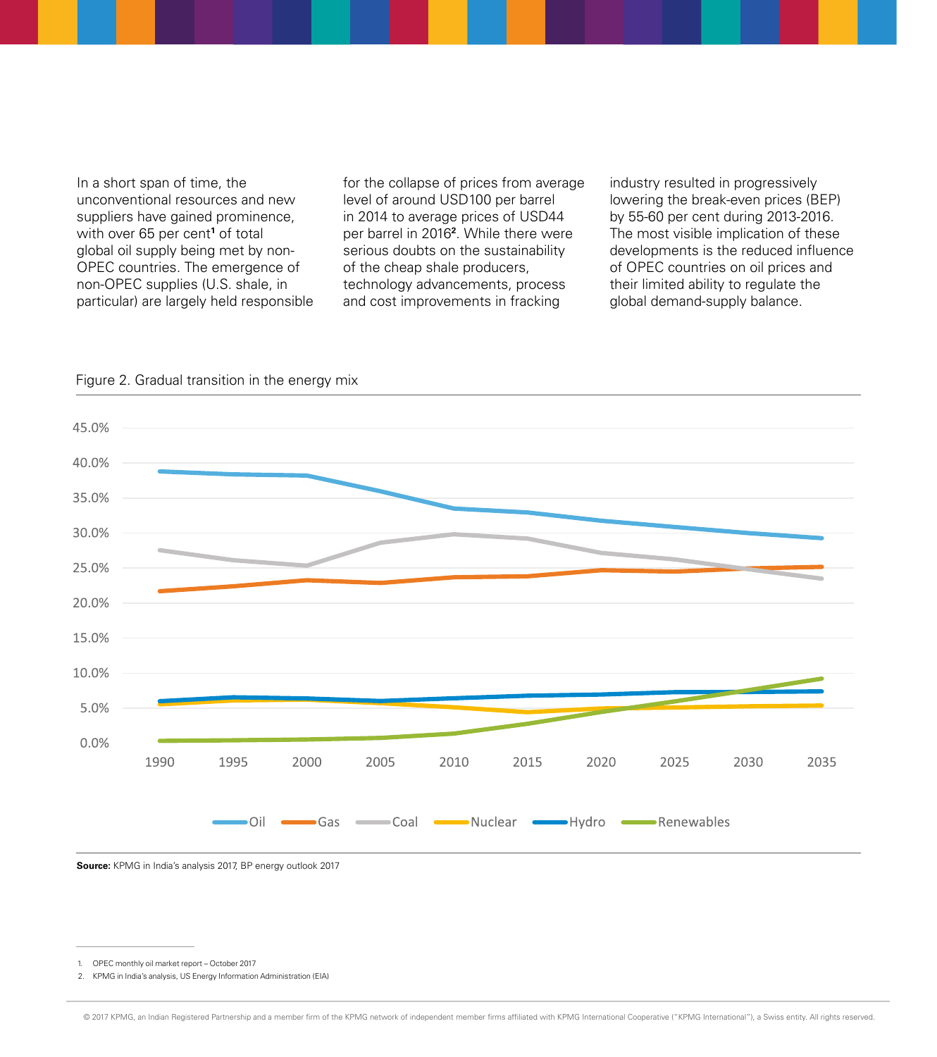In a short span of time, the unconventional resources and new suppliers have gained prominence, with over 65 per cent[1] of total global oil supply being met by non-OPEC countries. The emergence of non-OPEC supplies (U.S. shale, in particular) are largely held responsible for the collapse of prices from average level of around USD100 per barrel in 2014 to average prices of USD44 per barrel in 2016[2]. While there were serious doubts on the sustainability of the cheap shale producers, technology advancements, process and cost improvements in fracking industry resulted in progressively lowering the break-even prices (BEP) by 55-60 per cent during 2013-2016. The most visible implication of these developments is the reduced influence of OPEC countries on oil prices and their limited ability to regulate the global demand-supply balance.

Figure 2. Gradual transition in the energy mix

**Source:** KPMG in India's analysis 2017, BP energy outlook 2017

1. OPEC monthly oil market report – October 2017
2. KPMG in India's analysis, US Energy Information Administration (EIA)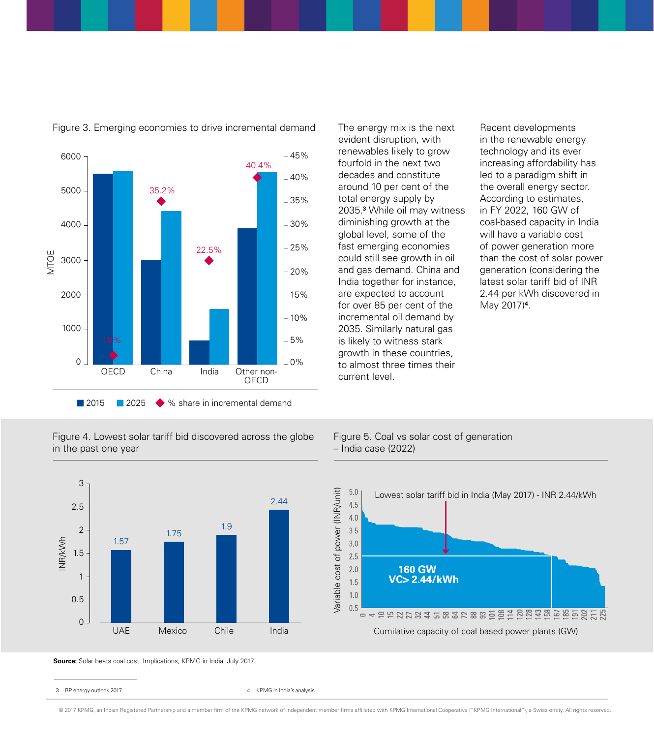Figure 3. Emerging economies to drive incremental demand

| | 2015 (MTOE) | 2025 (MTOE) | % share in incremental demand |
|---|---|---|---|
| OECD | | | 1.9% |
| China | | | 35.2% |
| India | | | 22.5% |
| Other non-OECD | | | 40.4% |

The energy mix is the next evident disruption, with renewables likely to grow fourfold in the next two decades and constitute around 10 per cent of the total energy supply by 2035.[3] While oil may witness diminishing growth at the global level, some of the fast emerging economies could still see growth in oil and gas demand. China and India together for instance, are expected to account for over 85 per cent of the incremental oil demand by 2035. Similarly natural gas is likely to witness stark growth in these countries, to almost three times their current level.

Recent developments in the renewable energy technology and its ever increasing affordability has led to a paradigm shift in the overall energy sector. According to estimates, in FY 2022, 160 GW of coal-based capacity in India will have a variable cost of power generation more than the cost of solar power generation (considering the latest solar tariff bid of INR 2.44 per kWh discovered in May 2017)[4].

Figure 4. Lowest solar tariff bid discovered across the globe in the past one year

| Country | INR/kWh |
|---|---|
| UAE | 1.57 |
| Mexico | 1.75 |
| Chile | 1.9 |
| India | 2.44 |

Figure 5. Coal vs solar cost of generation – India case (2022)

Lowest solar tariff bid in India (May 2017) - INR 2.44/kWh

160 GW
VC> 2.44/kWh

Variable cost of power (INR/unit) vs. Cumilative capacity of coal based power plants (GW)

**Source:** Solar beats coal cost: Implications, KPMG in India, July 2017

3. BP energy outlook 2017

4. KPMG in India's analysis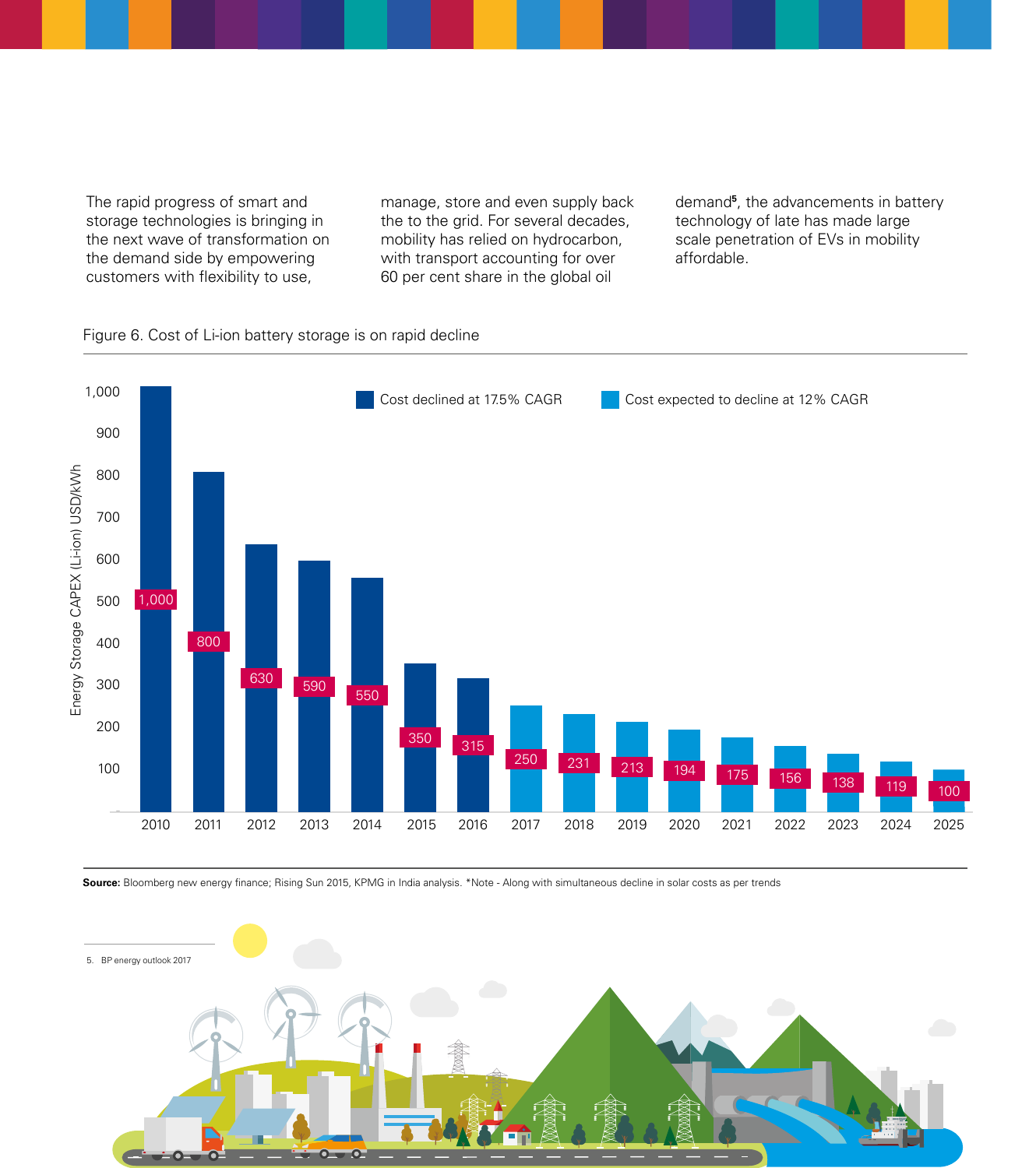The rapid progress of smart and storage technologies is bringing in the next wave of transformation on the demand side by empowering customers with flexibility to use, manage, store and even supply back the to the grid. For several decades, mobility has relied on hydrocarbon, with transport accounting for over 60 per cent share in the global oil demand[5], the advancements in battery technology of late has made large scale penetration of EVs in mobility affordable.

Figure 6. Cost of Li-ion battery storage is on rapid decline

| Year | Energy Storage CAPEX (Li-ion) USD/kWh | Series |
|---|---|---|
| 2010 | 1,000 | Cost declined at 17.5% CAGR |
| 2011 | 800 | Cost declined at 17.5% CAGR |
| 2012 | 630 | Cost declined at 17.5% CAGR |
| 2013 | 590 | Cost declined at 17.5% CAGR |
| 2014 | 550 | Cost declined at 17.5% CAGR |
| 2015 | 350 | Cost declined at 17.5% CAGR |
| 2016 | 315 | Cost declined at 17.5% CAGR |
| 2017 | 250 | Cost expected to decline at 12% CAGR |
| 2018 | 231 | Cost expected to decline at 12% CAGR |
| 2019 | 213 | Cost expected to decline at 12% CAGR |
| 2020 | 194 | Cost expected to decline at 12% CAGR |
| 2021 | 175 | Cost expected to decline at 12% CAGR |
| 2022 | 156 | Cost expected to decline at 12% CAGR |
| 2023 | 138 | Cost expected to decline at 12% CAGR |
| 2024 | 119 | Cost expected to decline at 12% CAGR |
| 2025 | 100 | Cost expected to decline at 12% CAGR |

**Source:** Bloomberg new energy finance; Rising Sun 2015, KPMG in India analysis. *Note - Along with simultaneous decline in solar costs as per trends

5. BP energy outlook 2017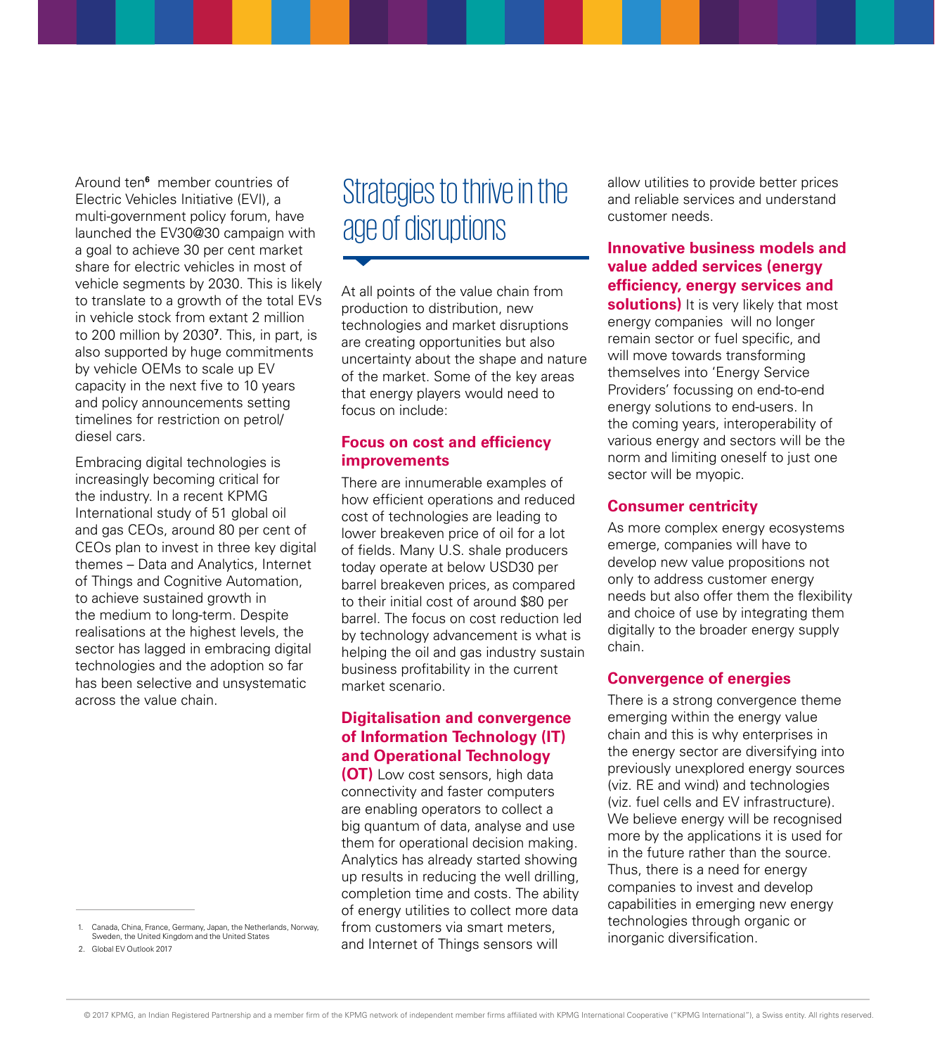Around ten[6] member countries of Electric Vehicles Initiative (EVI), a multi-government policy forum, have launched the EV30@30 campaign with a goal to achieve 30 per cent market share for electric vehicles in most of vehicle segments by 2030. This is likely to translate to a growth of the total EVs in vehicle stock from extant 2 million to 200 million by 2030[7]. This, in part, is also supported by huge commitments by vehicle OEMs to scale up EV capacity in the next five to 10 years and policy announcements setting timelines for restriction on petrol/ diesel cars.

Embracing digital technologies is increasingly becoming critical for the industry. In a recent KPMG International study of 51 global oil and gas CEOs, around 80 per cent of CEOs plan to invest in three key digital themes – Data and Analytics, Internet of Things and Cognitive Automation, to achieve sustained growth in the medium to long-term. Despite realisations at the highest levels, the sector has lagged in embracing digital technologies and the adoption so far has been selective and unsystematic across the value chain.

## Strategies to thrive in the age of disruptions

At all points of the value chain from production to distribution, new technologies and market disruptions are creating opportunities but also uncertainty about the shape and nature of the market. Some of the key areas that energy players would need to focus on include:

### Focus on cost and efficiency improvements

There are innumerable examples of how efficient operations and reduced cost of technologies are leading to lower breakeven price of oil for a lot of fields. Many U.S. shale producers today operate at below USD30 per barrel breakeven prices, as compared to their initial cost of around $80 per barrel. The focus on cost reduction led by technology advancement is what is helping the oil and gas industry sustain business profitability in the current market scenario.

### Digitalisation and convergence of Information Technology (IT) and Operational Technology (OT)

Low cost sensors, high data connectivity and faster computers are enabling operators to collect a big quantum of data, analyse and use them for operational decision making. Analytics has already started showing up results in reducing the well drilling, completion time and costs. The ability of energy utilities to collect more data from customers via smart meters, and Internet of Things sensors will allow utilities to provide better prices and reliable services and understand customer needs.

### Innovative business models and value added services (energy efficiency, energy services and solutions)

It is very likely that most energy companies will no longer remain sector or fuel specific, and will move towards transforming themselves into 'Energy Service Providers' focussing on end-to-end energy solutions to end-users. In the coming years, interoperability of various energy and sectors will be the norm and limiting oneself to just one sector will be myopic.

### Consumer centricity

As more complex energy ecosystems emerge, companies will have to develop new value propositions not only to address customer energy needs but also offer them the flexibility and choice of use by integrating them digitally to the broader energy supply chain.

### Convergence of energies

There is a strong convergence theme emerging within the energy value chain and this is why enterprises in the energy sector are diversifying into previously unexplored energy sources (viz. RE and wind) and technologies (viz. fuel cells and EV infrastructure). We believe energy will be recognised more by the applications it is used for in the future rather than the source. Thus, there is a need for energy companies to invest and develop capabilities in emerging new energy technologies through organic or inorganic diversification.

---

1. Canada, China, France, Germany, Japan, the Netherlands, Norway, Sweden, the United Kingdom and the United States
2. Global EV Outlook 2017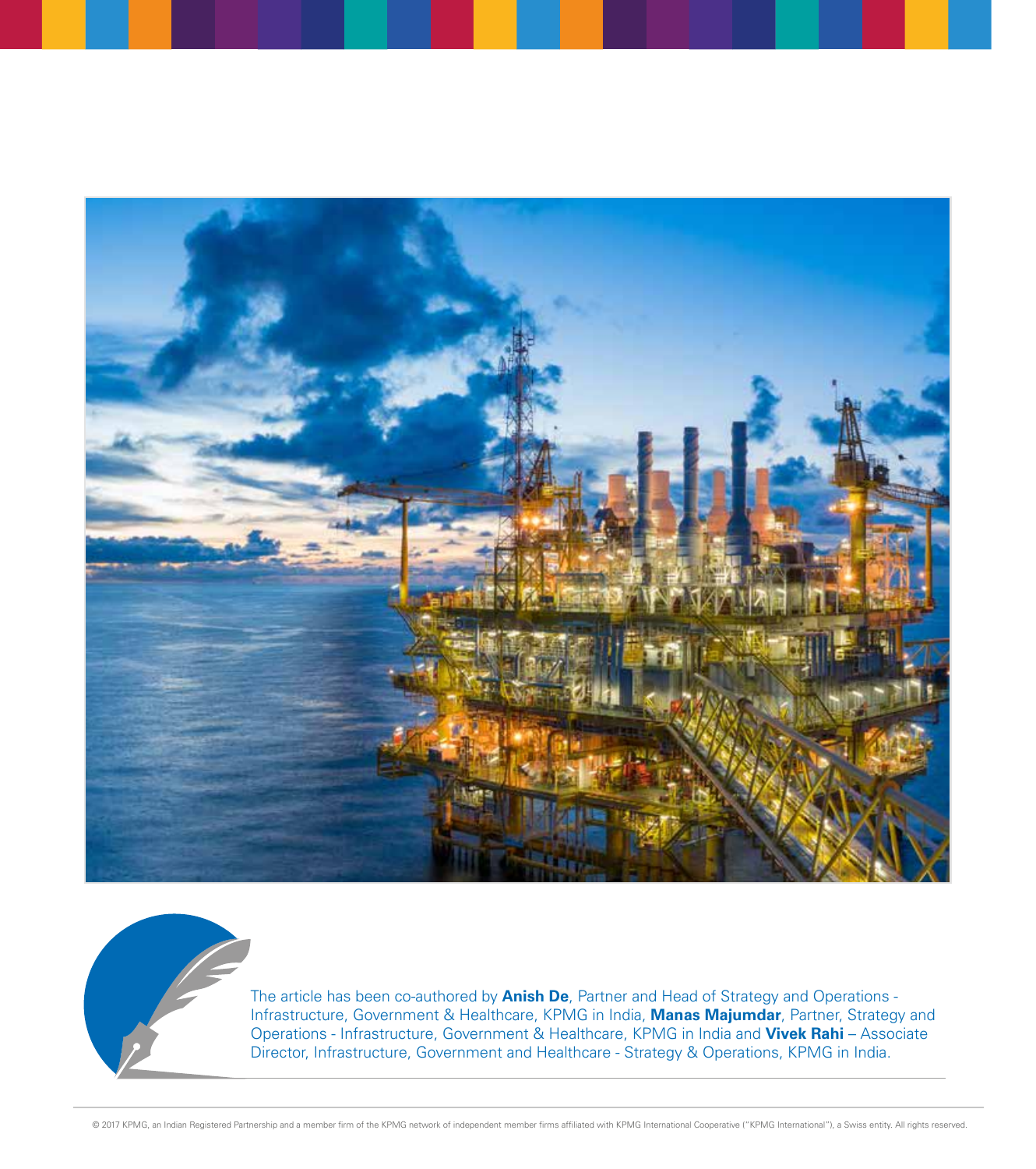The article has been co-authored by **Anish De**, Partner and Head of Strategy and Operations - Infrastructure, Government & Healthcare, KPMG in India, **Manas Majumdar**, Partner, Strategy and Operations - Infrastructure, Government & Healthcare, KPMG in India and **Vivek Rahi** – Associate Director, Infrastructure, Government and Healthcare - Strategy & Operations, KPMG in India.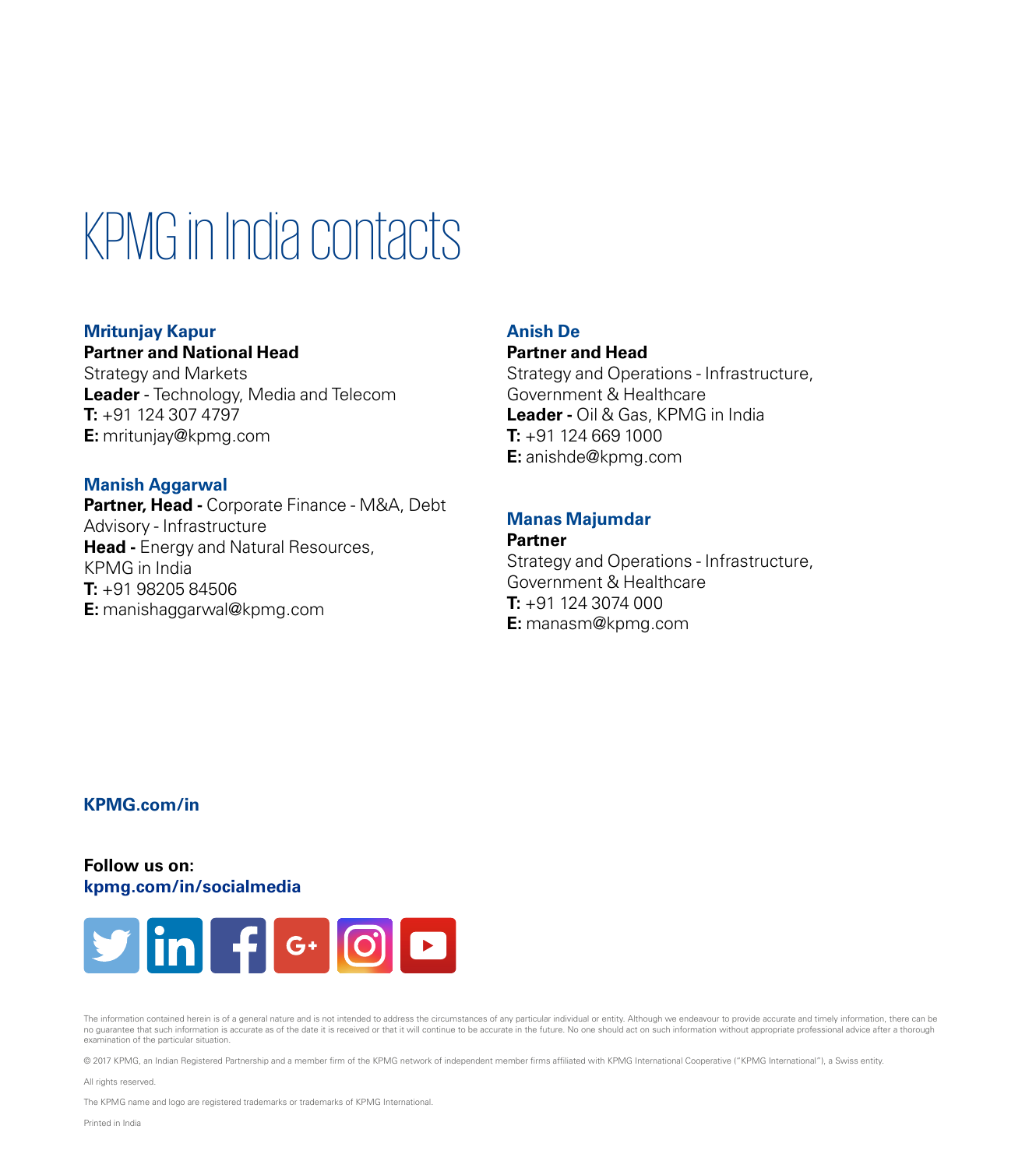# KPMG in India contacts

**Mritunjay Kapur**
**Partner and National Head**
Strategy and Markets
**Leader** - Technology, Media and Telecom
**T:** +91 124 307 4797
**E:** mritunjay@kpmg.com

**Manish Aggarwal**
**Partner, Head -** Corporate Finance - M&A, Debt Advisory - Infrastructure
**Head -** Energy and Natural Resources, KPMG in India
**T:** +91 98205 84506
**E:** manishaggarwal@kpmg.com

**Anish De**
**Partner and Head**
Strategy and Operations - Infrastructure, Government & Healthcare
**Leader -** Oil & Gas, KPMG in India
**T:** +91 124 669 1000
**E:** anishde@kpmg.com

**Manas Majumdar**
**Partner**
Strategy and Operations - Infrastructure, Government & Healthcare
**T:** +91 124 3074 000
**E:** manasm@kpmg.com

**KPMG.com/in**

**Follow us on:**
**kpmg.com/in/socialmedia**

The information contained herein is of a general nature and is not intended to address the circumstances of any particular individual or entity. Although we endeavour to provide accurate and timely information, there can be no guarantee that such information is accurate as of the date it is received or that it will continue to be accurate in the future. No one should act on such information without appropriate professional advice after a thorough examination of the particular situation.

© 2017 KPMG, an Indian Registered Partnership and a member firm of the KPMG network of independent member firms affiliated with KPMG International Cooperative ("KPMG International"), a Swiss entity.

All rights reserved.

The KPMG name and logo are registered trademarks or trademarks of KPMG International.

Printed in India